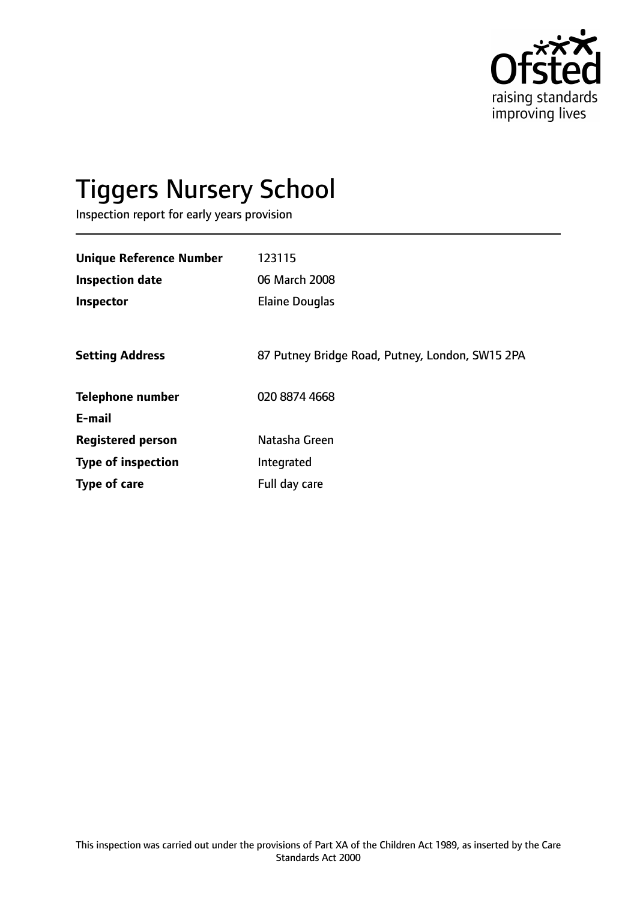Ofsted

raising standards improving lives

# Tiggers Nursery School

Inspection report for early years provision

| | |
|---|---|
| **Unique Reference Number** | 123115 |
| **Inspection date** | 06 March 2008 |
| **Inspector** | Elaine Douglas |
| **Setting Address** | 87 Putney Bridge Road, Putney, London, SW15 2PA |
| **Telephone number** | 020 8874 4668 |
| **E-mail** | |
| **Registered person** | Natasha Green |
| **Type of inspection** | Integrated |
| **Type of care** | Full day care |

This inspection was carried out under the provisions of Part XA of the Children Act 1989, as inserted by the Care Standards Act 2000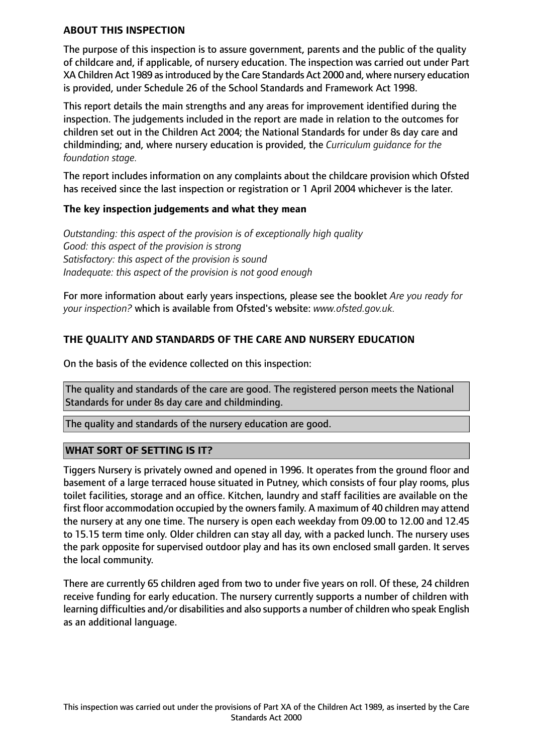## ABOUT THIS INSPECTION

The purpose of this inspection is to assure government, parents and the public of the quality of childcare and, if applicable, of nursery education. The inspection was carried out under Part XA Children Act 1989 as introduced by the Care Standards Act 2000 and, where nursery education is provided, under Schedule 26 of the School Standards and Framework Act 1998.

This report details the main strengths and any areas for improvement identified during the inspection. The judgements included in the report are made in relation to the outcomes for children set out in the Children Act 2004; the National Standards for under 8s day care and childminding; and, where nursery education is provided, the *Curriculum guidance for the foundation stage.*

The report includes information on any complaints about the childcare provision which Ofsted has received since the last inspection or registration or 1 April 2004 whichever is the later.

### The key inspection judgements and what they mean

*Outstanding: this aspect of the provision is of exceptionally high quality*
*Good: this aspect of the provision is strong*
*Satisfactory: this aspect of the provision is sound*
*Inadequate: this aspect of the provision is not good enough*

For more information about early years inspections, please see the booklet *Are you ready for your inspection?* which is available from Ofsted's website: *www.ofsted.gov.uk.*

## THE QUALITY AND STANDARDS OF THE CARE AND NURSERY EDUCATION

On the basis of the evidence collected on this inspection:

The quality and standards of the care are good. The registered person meets the National Standards for under 8s day care and childminding.

The quality and standards of the nursery education are good.

## WHAT SORT OF SETTING IS IT?

Tiggers Nursery is privately owned and opened in 1996. It operates from the ground floor and basement of a large terraced house situated in Putney, which consists of four play rooms, plus toilet facilities, storage and an office. Kitchen, laundry and staff facilities are available on the first floor accommodation occupied by the owners family. A maximum of 40 children may attend the nursery at any one time. The nursery is open each weekday from 09.00 to 12.00 and 12.45 to 15.15 term time only. Older children can stay all day, with a packed lunch. The nursery uses the park opposite for supervised outdoor play and has its own enclosed small garden. It serves the local community.

There are currently 65 children aged from two to under five years on roll. Of these, 24 children receive funding for early education. The nursery currently supports a number of children with learning difficulties and/or disabilities and also supports a number of children who speak English as an additional language.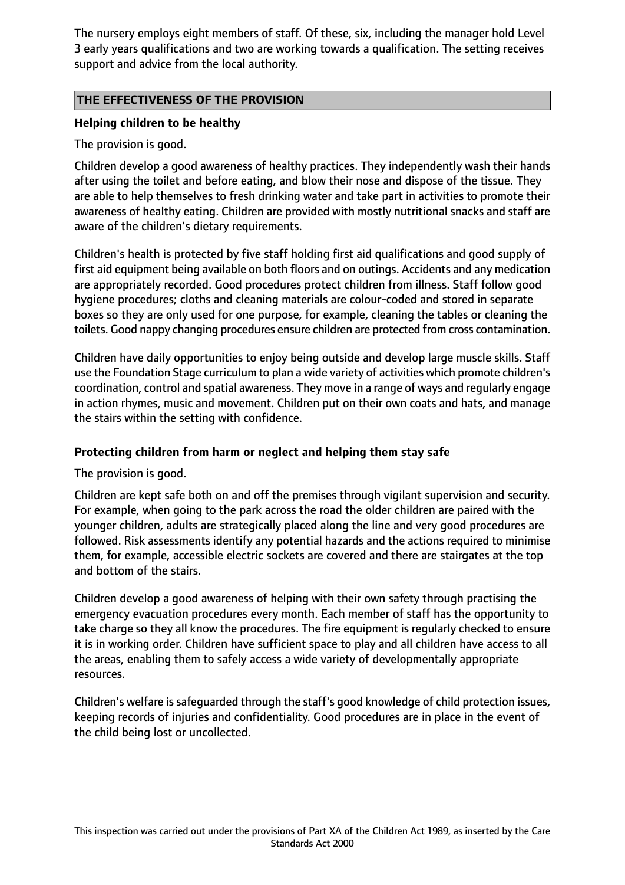The nursery employs eight members of staff. Of these, six, including the manager hold Level 3 early years qualifications and two are working towards a qualification. The setting receives support and advice from the local authority.

## THE EFFECTIVENESS OF THE PROVISION

### Helping children to be healthy

The provision is good.

Children develop a good awareness of healthy practices. They independently wash their hands after using the toilet and before eating, and blow their nose and dispose of the tissue. They are able to help themselves to fresh drinking water and take part in activities to promote their awareness of healthy eating. Children are provided with mostly nutritional snacks and staff are aware of the children's dietary requirements.

Children's health is protected by five staff holding first aid qualifications and good supply of first aid equipment being available on both floors and on outings. Accidents and any medication are appropriately recorded. Good procedures protect children from illness. Staff follow good hygiene procedures; cloths and cleaning materials are colour-coded and stored in separate boxes so they are only used for one purpose, for example, cleaning the tables or cleaning the toilets. Good nappy changing procedures ensure children are protected from cross contamination.

Children have daily opportunities to enjoy being outside and develop large muscle skills. Staff use the Foundation Stage curriculum to plan a wide variety of activities which promote children's coordination, control and spatial awareness. They move in a range of ways and regularly engage in action rhymes, music and movement. Children put on their own coats and hats, and manage the stairs within the setting with confidence.

### Protecting children from harm or neglect and helping them stay safe

The provision is good.

Children are kept safe both on and off the premises through vigilant supervision and security. For example, when going to the park across the road the older children are paired with the younger children, adults are strategically placed along the line and very good procedures are followed. Risk assessments identify any potential hazards and the actions required to minimise them, for example, accessible electric sockets are covered and there are stairgates at the top and bottom of the stairs.

Children develop a good awareness of helping with their own safety through practising the emergency evacuation procedures every month. Each member of staff has the opportunity to take charge so they all know the procedures. The fire equipment is regularly checked to ensure it is in working order. Children have sufficient space to play and all children have access to all the areas, enabling them to safely access a wide variety of developmentally appropriate resources.

Children's welfare is safeguarded through the staff's good knowledge of child protection issues, keeping records of injuries and confidentiality. Good procedures are in place in the event of the child being lost or uncollected.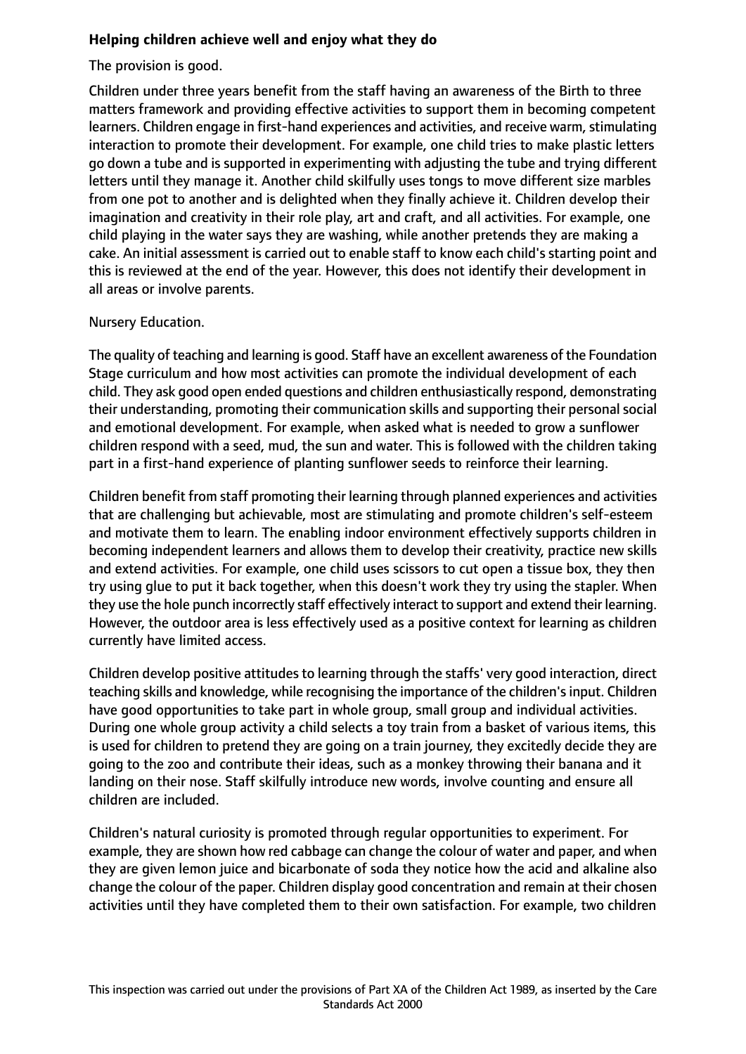**Helping children achieve well and enjoy what they do**

The provision is good.

Children under three years benefit from the staff having an awareness of the Birth to three matters framework and providing effective activities to support them in becoming competent learners. Children engage in first-hand experiences and activities, and receive warm, stimulating interaction to promote their development. For example, one child tries to make plastic letters go down a tube and is supported in experimenting with adjusting the tube and trying different letters until they manage it. Another child skilfully uses tongs to move different size marbles from one pot to another and is delighted when they finally achieve it. Children develop their imagination and creativity in their role play, art and craft, and all activities. For example, one child playing in the water says they are washing, while another pretends they are making a cake. An initial assessment is carried out to enable staff to know each child's starting point and this is reviewed at the end of the year. However, this does not identify their development in all areas or involve parents.

Nursery Education.

The quality of teaching and learning is good. Staff have an excellent awareness of the Foundation Stage curriculum and how most activities can promote the individual development of each child. They ask good open ended questions and children enthusiastically respond, demonstrating their understanding, promoting their communication skills and supporting their personal social and emotional development. For example, when asked what is needed to grow a sunflower children respond with a seed, mud, the sun and water. This is followed with the children taking part in a first-hand experience of planting sunflower seeds to reinforce their learning.

Children benefit from staff promoting their learning through planned experiences and activities that are challenging but achievable, most are stimulating and promote children's self-esteem and motivate them to learn. The enabling indoor environment effectively supports children in becoming independent learners and allows them to develop their creativity, practice new skills and extend activities. For example, one child uses scissors to cut open a tissue box, they then try using glue to put it back together, when this doesn't work they try using the stapler. When they use the hole punch incorrectly staff effectively interact to support and extend their learning. However, the outdoor area is less effectively used as a positive context for learning as children currently have limited access.

Children develop positive attitudes to learning through the staffs' very good interaction, direct teaching skills and knowledge, while recognising the importance of the children's input. Children have good opportunities to take part in whole group, small group and individual activities. During one whole group activity a child selects a toy train from a basket of various items, this is used for children to pretend they are going on a train journey, they excitedly decide they are going to the zoo and contribute their ideas, such as a monkey throwing their banana and it landing on their nose. Staff skilfully introduce new words, involve counting and ensure all children are included.

Children's natural curiosity is promoted through regular opportunities to experiment. For example, they are shown how red cabbage can change the colour of water and paper, and when they are given lemon juice and bicarbonate of soda they notice how the acid and alkaline also change the colour of the paper. Children display good concentration and remain at their chosen activities until they have completed them to their own satisfaction. For example, two children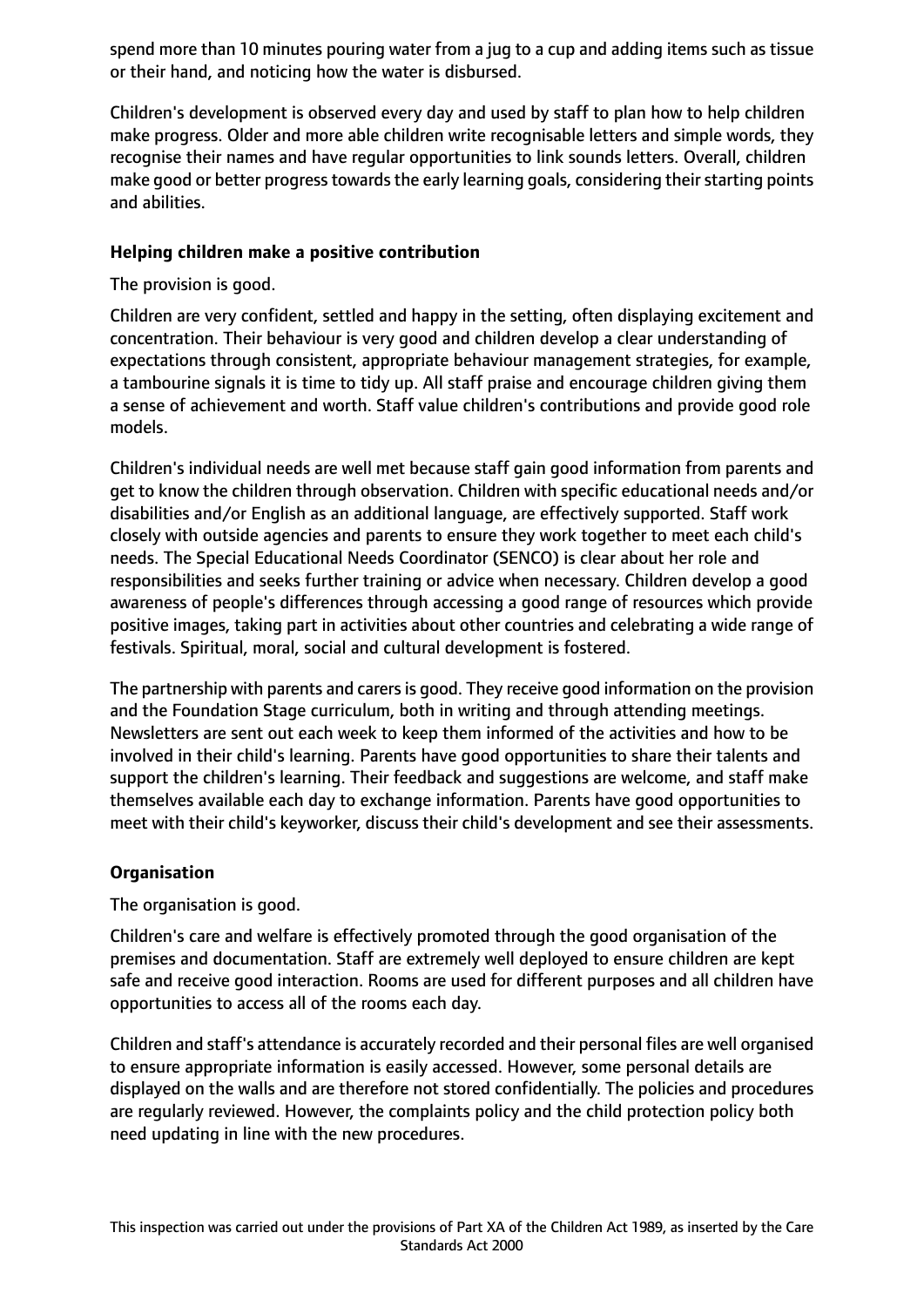spend more than 10 minutes pouring water from a jug to a cup and adding items such as tissue or their hand, and noticing how the water is disbursed.

Children's development is observed every day and used by staff to plan how to help children make progress. Older and more able children write recognisable letters and simple words, they recognise their names and have regular opportunities to link sounds letters. Overall, children make good or better progress towards the early learning goals, considering their starting points and abilities.

**Helping children make a positive contribution**

The provision is good.

Children are very confident, settled and happy in the setting, often displaying excitement and concentration. Their behaviour is very good and children develop a clear understanding of expectations through consistent, appropriate behaviour management strategies, for example, a tambourine signals it is time to tidy up. All staff praise and encourage children giving them a sense of achievement and worth. Staff value children's contributions and provide good role models.

Children's individual needs are well met because staff gain good information from parents and get to know the children through observation. Children with specific educational needs and/or disabilities and/or English as an additional language, are effectively supported. Staff work closely with outside agencies and parents to ensure they work together to meet each child's needs. The Special Educational Needs Coordinator (SENCO) is clear about her role and responsibilities and seeks further training or advice when necessary. Children develop a good awareness of people's differences through accessing a good range of resources which provide positive images, taking part in activities about other countries and celebrating a wide range of festivals. Spiritual, moral, social and cultural development is fostered.

The partnership with parents and carers is good. They receive good information on the provision and the Foundation Stage curriculum, both in writing and through attending meetings. Newsletters are sent out each week to keep them informed of the activities and how to be involved in their child's learning. Parents have good opportunities to share their talents and support the children's learning. Their feedback and suggestions are welcome, and staff make themselves available each day to exchange information. Parents have good opportunities to meet with their child's keyworker, discuss their child's development and see their assessments.

**Organisation**

The organisation is good.

Children's care and welfare is effectively promoted through the good organisation of the premises and documentation. Staff are extremely well deployed to ensure children are kept safe and receive good interaction. Rooms are used for different purposes and all children have opportunities to access all of the rooms each day.

Children and staff's attendance is accurately recorded and their personal files are well organised to ensure appropriate information is easily accessed. However, some personal details are displayed on the walls and are therefore not stored confidentially. The policies and procedures are regularly reviewed. However, the complaints policy and the child protection policy both need updating in line with the new procedures.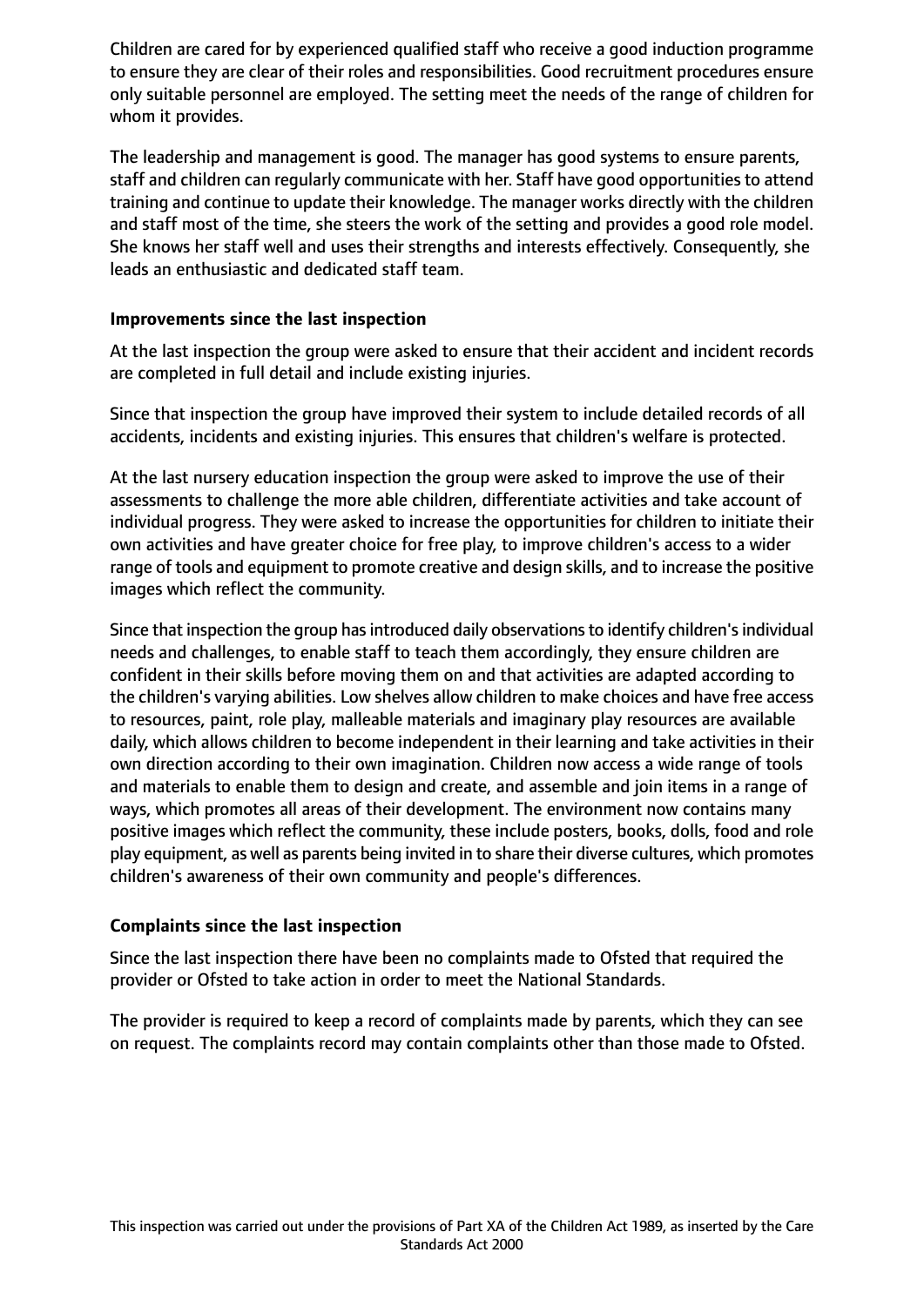Children are cared for by experienced qualified staff who receive a good induction programme to ensure they are clear of their roles and responsibilities. Good recruitment procedures ensure only suitable personnel are employed. The setting meet the needs of the range of children for whom it provides.

The leadership and management is good. The manager has good systems to ensure parents, staff and children can regularly communicate with her. Staff have good opportunities to attend training and continue to update their knowledge. The manager works directly with the children and staff most of the time, she steers the work of the setting and provides a good role model. She knows her staff well and uses their strengths and interests effectively. Consequently, she leads an enthusiastic and dedicated staff team.

**Improvements since the last inspection**

At the last inspection the group were asked to ensure that their accident and incident records are completed in full detail and include existing injuries.

Since that inspection the group have improved their system to include detailed records of all accidents, incidents and existing injuries. This ensures that children's welfare is protected.

At the last nursery education inspection the group were asked to improve the use of their assessments to challenge the more able children, differentiate activities and take account of individual progress. They were asked to increase the opportunities for children to initiate their own activities and have greater choice for free play, to improve children's access to a wider range of tools and equipment to promote creative and design skills, and to increase the positive images which reflect the community.

Since that inspection the group has introduced daily observations to identify children's individual needs and challenges, to enable staff to teach them accordingly, they ensure children are confident in their skills before moving them on and that activities are adapted according to the children's varying abilities. Low shelves allow children to make choices and have free access to resources, paint, role play, malleable materials and imaginary play resources are available daily, which allows children to become independent in their learning and take activities in their own direction according to their own imagination. Children now access a wide range of tools and materials to enable them to design and create, and assemble and join items in a range of ways, which promotes all areas of their development. The environment now contains many positive images which reflect the community, these include posters, books, dolls, food and role play equipment, as well as parents being invited in to share their diverse cultures, which promotes children's awareness of their own community and people's differences.

**Complaints since the last inspection**

Since the last inspection there have been no complaints made to Ofsted that required the provider or Ofsted to take action in order to meet the National Standards.

The provider is required to keep a record of complaints made by parents, which they can see on request. The complaints record may contain complaints other than those made to Ofsted.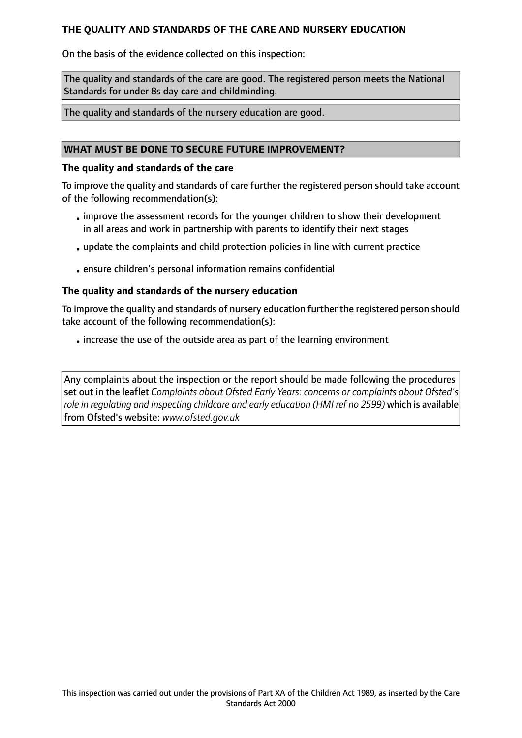## THE QUALITY AND STANDARDS OF THE CARE AND NURSERY EDUCATION

On the basis of the evidence collected on this inspection:

The quality and standards of the care are good. The registered person meets the National Standards for under 8s day care and childminding.

The quality and standards of the nursery education are good.

## WHAT MUST BE DONE TO SECURE FUTURE IMPROVEMENT?

### The quality and standards of the care

To improve the quality and standards of care further the registered person should take account of the following recommendation(s):

- improve the assessment records for the younger children to show their development in all areas and work in partnership with parents to identify their next stages
- update the complaints and child protection policies in line with current practice
- ensure children's personal information remains confidential

### The quality and standards of the nursery education

To improve the quality and standards of nursery education further the registered person should take account of the following recommendation(s):

- increase the use of the outside area as part of the learning environment

Any complaints about the inspection or the report should be made following the procedures set out in the leaflet *Complaints about Ofsted Early Years: concerns or complaints about Ofsted's role in regulating and inspecting childcare and early education (HMI ref no 2599)* which is available from Ofsted's website: *www.ofsted.gov.uk*

This inspection was carried out under the provisions of Part XA of the Children Act 1989, as inserted by the Care Standards Act 2000